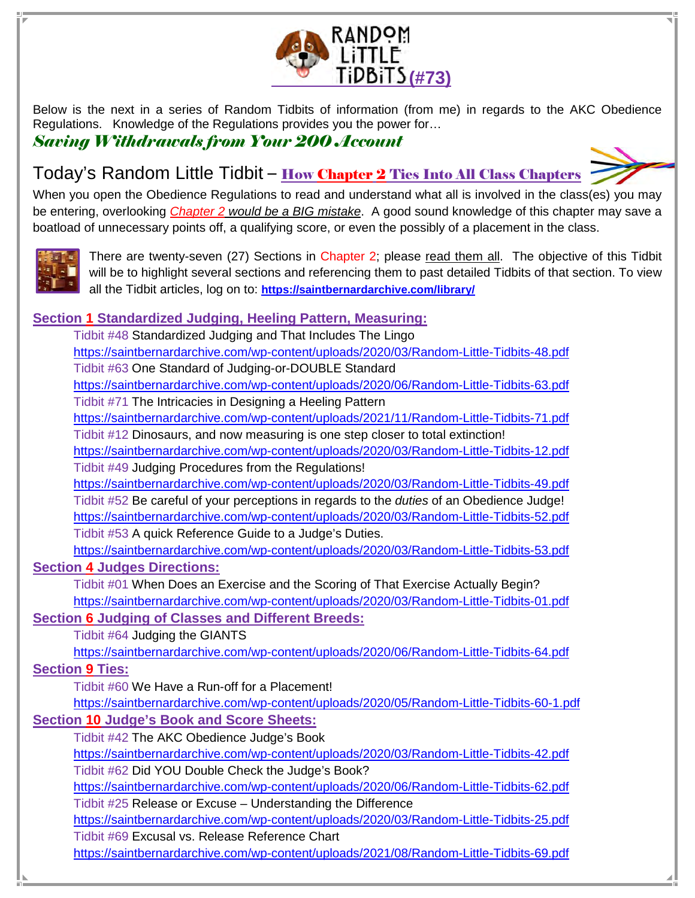# RANDOM LITTLE TIDBITS (#73)

Below is the next in a series of Random Tidbits of information (from me) in regards to the AKC Obedience Regulations. Knowledge of the Regulations provides you the power for…

*Saving Withdrawals from Your 200 Account*

## Today's Random Little Tidbit – How Chapter 2 Ties Into All Class Chapters

When you open the Obedience Regulations to read and understand what all is involved in the class(es) you may be entering, overlooking *Chapter 2 would be a BIG mistake*. A good sound knowledge of this chapter may save a boatload of unnecessary points off, a qualifying score, or even the possibly of a placement in the class.

There are twenty-seven (27) Sections in Chapter 2; please read them all. The objective of this Tidbit will be to highlight several sections and referencing them to past detailed Tidbits of that section. To view all the Tidbit articles, log on to: **https://saintbernardarchive.com/library/**

### Section 1 Standardized Judging, Heeling Pattern, Measuring:

Tidbit #48 Standardized Judging and That Includes The Lingo
https://saintbernardarchive.com/wp-content/uploads/2020/03/Random-Little-Tidbits-48.pdf

Tidbit #63 One Standard of Judging-or-DOUBLE Standard
https://saintbernardarchive.com/wp-content/uploads/2020/06/Random-Little-Tidbits-63.pdf

Tidbit #71 The Intricacies in Designing a Heeling Pattern
https://saintbernardarchive.com/wp-content/uploads/2021/11/Random-Little-Tidbits-71.pdf

Tidbit #12 Dinosaurs, and now measuring is one step closer to total extinction!
https://saintbernardarchive.com/wp-content/uploads/2020/03/Random-Little-Tidbits-12.pdf

Tidbit #49 Judging Procedures from the Regulations!
https://saintbernardarchive.com/wp-content/uploads/2020/03/Random-Little-Tidbits-49.pdf

Tidbit #52 Be careful of your perceptions in regards to the *duties* of an Obedience Judge!
https://saintbernardarchive.com/wp-content/uploads/2020/03/Random-Little-Tidbits-52.pdf

Tidbit #53 A quick Reference Guide to a Judge's Duties.
https://saintbernardarchive.com/wp-content/uploads/2020/03/Random-Little-Tidbits-53.pdf

### Section 4 Judges Directions:

Tidbit #01 When Does an Exercise and the Scoring of That Exercise Actually Begin?
https://saintbernardarchive.com/wp-content/uploads/2020/03/Random-Little-Tidbits-01.pdf

### Section 6 Judging of Classes and Different Breeds:

Tidbit #64 Judging the GIANTS
https://saintbernardarchive.com/wp-content/uploads/2020/06/Random-Little-Tidbits-64.pdf

### Section 9 Ties:

Tidbit #60 We Have a Run-off for a Placement!
https://saintbernardarchive.com/wp-content/uploads/2020/05/Random-Little-Tidbits-60-1.pdf

### Section 10 Judge's Book and Score Sheets:

Tidbit #42 The AKC Obedience Judge's Book
https://saintbernardarchive.com/wp-content/uploads/2020/03/Random-Little-Tidbits-42.pdf

Tidbit #62 Did YOU Double Check the Judge's Book?
https://saintbernardarchive.com/wp-content/uploads/2020/06/Random-Little-Tidbits-62.pdf

Tidbit #25 Release or Excuse – Understanding the Difference
https://saintbernardarchive.com/wp-content/uploads/2020/03/Random-Little-Tidbits-25.pdf

Tidbit #69 Excusal vs. Release Reference Chart
https://saintbernardarchive.com/wp-content/uploads/2021/08/Random-Little-Tidbits-69.pdf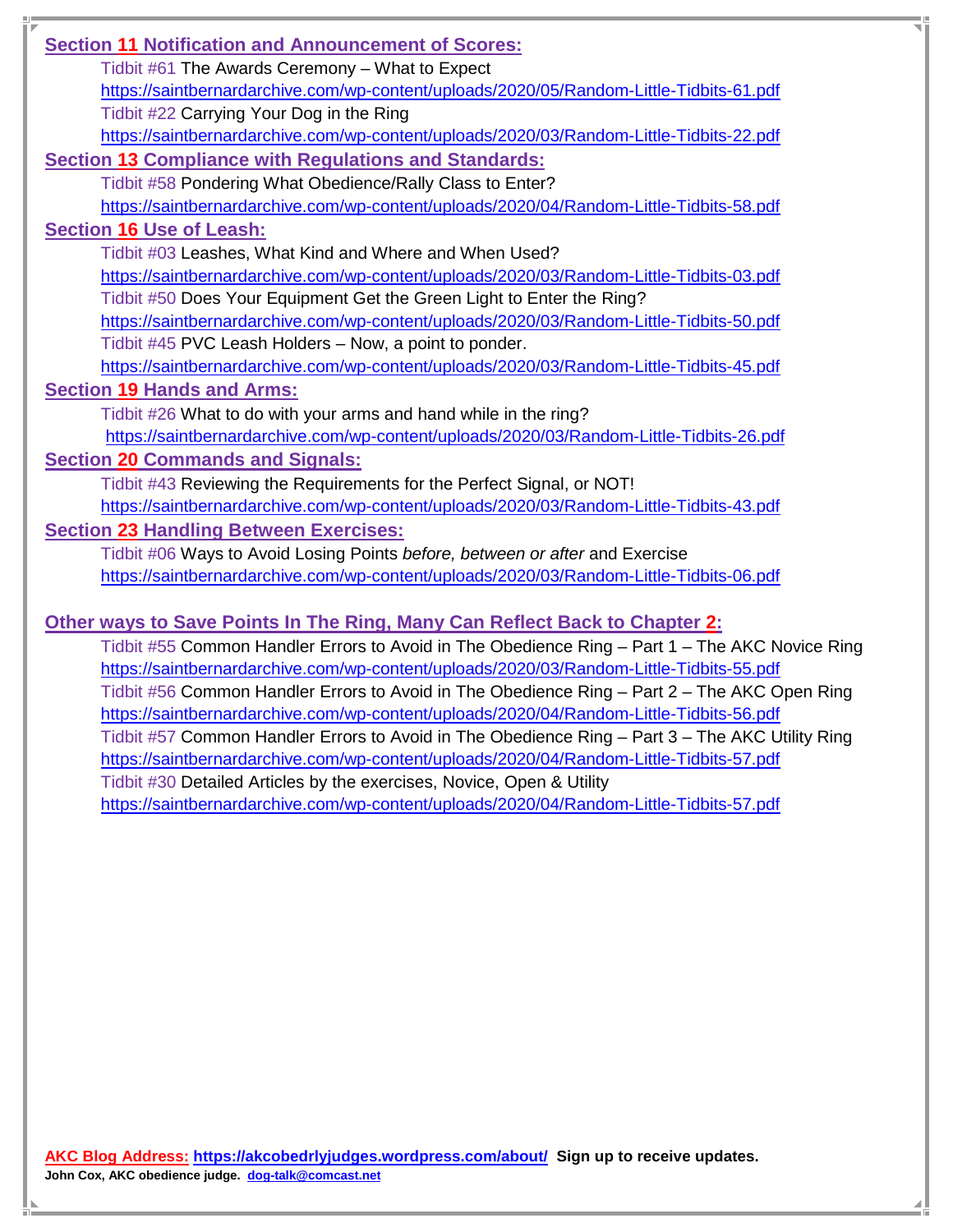## Section 11 Notification and Announcement of Scores:

Tidbit #61 The Awards Ceremony – What to Expect
https://saintbernardarchive.com/wp-content/uploads/2020/05/Random-Little-Tidbits-61.pdf

Tidbit #22 Carrying Your Dog in the Ring
https://saintbernardarchive.com/wp-content/uploads/2020/03/Random-Little-Tidbits-22.pdf

## Section 13 Compliance with Regulations and Standards:

Tidbit #58 Pondering What Obedience/Rally Class to Enter?
https://saintbernardarchive.com/wp-content/uploads/2020/04/Random-Little-Tidbits-58.pdf

## Section 16 Use of Leash:

Tidbit #03 Leashes, What Kind and Where and When Used?
https://saintbernardarchive.com/wp-content/uploads/2020/03/Random-Little-Tidbits-03.pdf

Tidbit #50 Does Your Equipment Get the Green Light to Enter the Ring?
https://saintbernardarchive.com/wp-content/uploads/2020/03/Random-Little-Tidbits-50.pdf

Tidbit #45 PVC Leash Holders – Now, a point to ponder.
https://saintbernardarchive.com/wp-content/uploads/2020/03/Random-Little-Tidbits-45.pdf

## Section 19 Hands and Arms:

Tidbit #26 What to do with your arms and hand while in the ring?
https://saintbernardarchive.com/wp-content/uploads/2020/03/Random-Little-Tidbits-26.pdf

## Section 20 Commands and Signals:

Tidbit #43 Reviewing the Requirements for the Perfect Signal, or NOT!
https://saintbernardarchive.com/wp-content/uploads/2020/03/Random-Little-Tidbits-43.pdf

## Section 23 Handling Between Exercises:

Tidbit #06 Ways to Avoid Losing Points *before, between or after* and Exercise
https://saintbernardarchive.com/wp-content/uploads/2020/03/Random-Little-Tidbits-06.pdf

## Other ways to Save Points In The Ring, Many Can Reflect Back to Chapter 2:

Tidbit #55 Common Handler Errors to Avoid in The Obedience Ring – Part 1 – The AKC Novice Ring
https://saintbernardarchive.com/wp-content/uploads/2020/03/Random-Little-Tidbits-55.pdf

Tidbit #56 Common Handler Errors to Avoid in The Obedience Ring – Part 2 – The AKC Open Ring
https://saintbernardarchive.com/wp-content/uploads/2020/04/Random-Little-Tidbits-56.pdf

Tidbit #57 Common Handler Errors to Avoid in The Obedience Ring – Part 3 – The AKC Utility Ring
https://saintbernardarchive.com/wp-content/uploads/2020/04/Random-Little-Tidbits-57.pdf

Tidbit #30 Detailed Articles by the exercises, Novice, Open & Utility
https://saintbernardarchive.com/wp-content/uploads/2020/04/Random-Little-Tidbits-57.pdf

**AKC Blog Address: https://akcobedrlyjudges.wordpress.com/about/ Sign up to receive updates.**

**John Cox, AKC obedience judge. dog-talk@comcast.net**